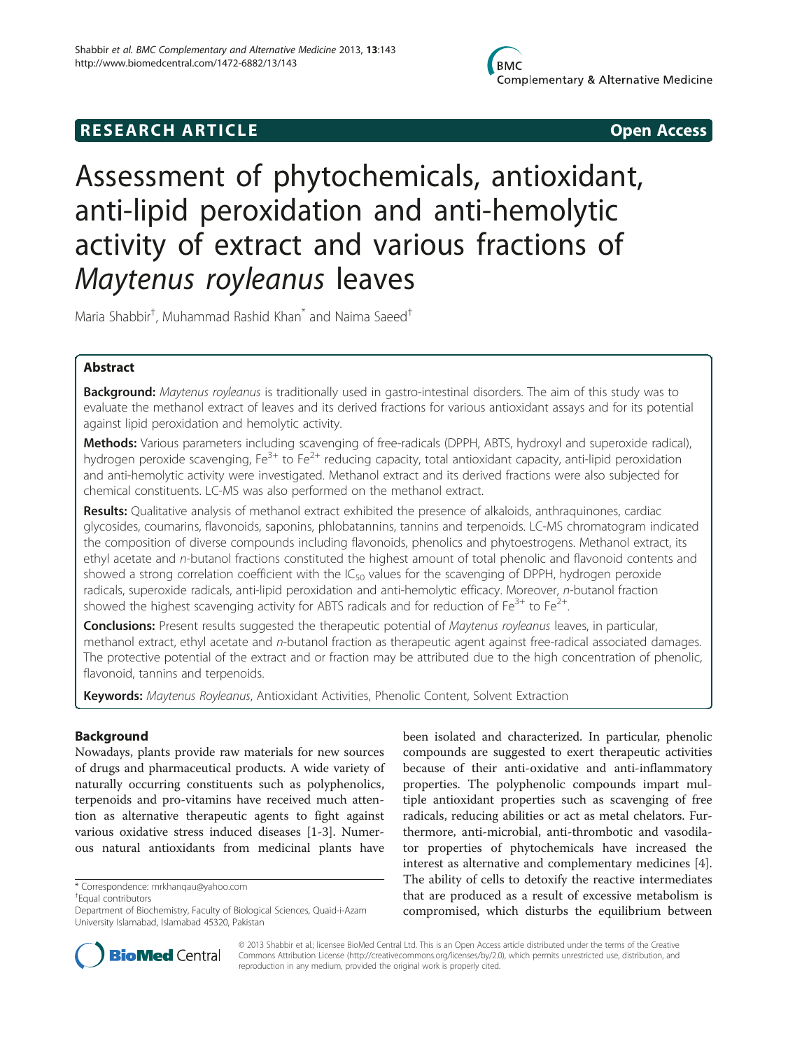**RESEARCH ARTICLE** **Open Access**

# Assessment of phytochemicals, antioxidant, anti-lipid peroxidation and anti-hemolytic activity of extract and various fractions of *Maytenus royleanus* leaves

Maria Shabbir[†], Muhammad Rashid Khan[*] and Naima Saeed[†]

## Abstract

**Background:** *Maytenus royleanus* is traditionally used in gastro-intestinal disorders. The aim of this study was to evaluate the methanol extract of leaves and its derived fractions for various antioxidant assays and for its potential against lipid peroxidation and hemolytic activity.

**Methods:** Various parameters including scavenging of free-radicals (DPPH, ABTS, hydroxyl and superoxide radical), hydrogen peroxide scavenging, $Fe^{3+}$ to $Fe^{2+}$ reducing capacity, total antioxidant capacity, anti-lipid peroxidation and anti-hemolytic activity were investigated. Methanol extract and its derived fractions were also subjected for chemical constituents. LC-MS was also performed on the methanol extract.

**Results:** Qualitative analysis of methanol extract exhibited the presence of alkaloids, anthraquinones, cardiac glycosides, coumarins, flavonoids, saponins, phlobatannins, tannins and terpenoids. LC-MS chromatogram indicated the composition of diverse compounds including flavonoids, phenolics and phytoestrogens. Methanol extract, its ethyl acetate and *n*-butanol fractions constituted the highest amount of total phenolic and flavonoid contents and showed a strong correlation coefficient with the $IC_{50}$ values for the scavenging of DPPH, hydrogen peroxide radicals, superoxide radicals, anti-lipid peroxidation and anti-hemolytic efficacy. Moreover, *n*-butanol fraction showed the highest scavenging activity for ABTS radicals and for reduction of $Fe^{3+}$ to $Fe^{2+}$.

**Conclusions:** Present results suggested the therapeutic potential of *Maytenus royleanus* leaves, in particular, methanol extract, ethyl acetate and *n*-butanol fraction as therapeutic agent against free-radical associated damages. The protective potential of the extract and or fraction may be attributed due to the high concentration of phenolic, flavonoid, tannins and terpenoids.

**Keywords:** *Maytenus Royleanus*, Antioxidant Activities, Phenolic Content, Solvent Extraction

## Background

Nowadays, plants provide raw materials for new sources of drugs and pharmaceutical products. A wide variety of naturally occurring constituents such as polyphenolics, terpenoids and pro-vitamins have received much attention as alternative therapeutic agents to fight against various oxidative stress induced diseases [1-3]. Numerous natural antioxidants from medicinal plants have been isolated and characterized. In particular, phenolic compounds are suggested to exert therapeutic activities because of their anti-oxidative and anti-inflammatory properties. The polyphenolic compounds impart multiple antioxidant properties such as scavenging of free radicals, reducing abilities or act as metal chelators. Furthermore, anti-microbial, anti-thrombotic and vasodilator properties of phytochemicals have increased the interest as alternative and complementary medicines [4]. The ability of cells to detoxify the reactive intermediates that are produced as a result of excessive metabolism is compromised, which disturbs the equilibrium between

\* Correspondence: mrkhanqau@yahoo.com
†Equal contributors
Department of Biochemistry, Faculty of Biological Sciences, Quaid-i-Azam University Islamabad, Islamabad 45320, Pakistan

© 2013 Shabbir et al.; licensee BioMed Central Ltd. This is an Open Access article distributed under the terms of the Creative Commons Attribution License (http://creativecommons.org/licenses/by/2.0), which permits unrestricted use, distribution, and reproduction in any medium, provided the original work is properly cited.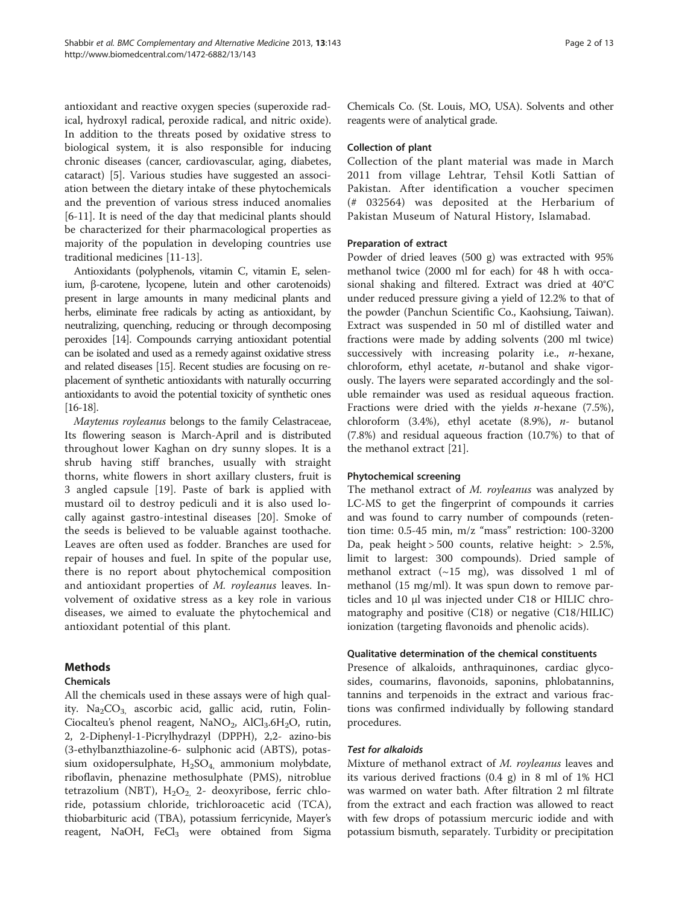antioxidant and reactive oxygen species (superoxide radical, hydroxyl radical, peroxide radical, and nitric oxide). In addition to the threats posed by oxidative stress to biological system, it is also responsible for inducing chronic diseases (cancer, cardiovascular, aging, diabetes, cataract) [5]. Various studies have suggested an association between the dietary intake of these phytochemicals and the prevention of various stress induced anomalies [6-11]. It is need of the day that medicinal plants should be characterized for their pharmacological properties as majority of the population in developing countries use traditional medicines [11-13].

Antioxidants (polyphenols, vitamin C, vitamin E, selenium, β-carotene, lycopene, lutein and other carotenoids) present in large amounts in many medicinal plants and herbs, eliminate free radicals by acting as antioxidant, by neutralizing, quenching, reducing or through decomposing peroxides [14]. Compounds carrying antioxidant potential can be isolated and used as a remedy against oxidative stress and related diseases [15]. Recent studies are focusing on replacement of synthetic antioxidants with naturally occurring antioxidants to avoid the potential toxicity of synthetic ones [16-18].

*Maytenus royleanus* belongs to the family Celastraceae, Its flowering season is March-April and is distributed throughout lower Kaghan on dry sunny slopes. It is a shrub having stiff branches, usually with straight thorns, white flowers in short axillary clusters, fruit is 3 angled capsule [19]. Paste of bark is applied with mustard oil to destroy pediculi and it is also used locally against gastro-intestinal diseases [20]. Smoke of the seeds is believed to be valuable against toothache. Leaves are often used as fodder. Branches are used for repair of houses and fuel. In spite of the popular use, there is no report about phytochemical composition and antioxidant properties of *M. royleanus* leaves. Involvement of oxidative stress as a key role in various diseases, we aimed to evaluate the phytochemical and antioxidant potential of this plant.

## Methods

### Chemicals

All the chemicals used in these assays were of high quality. $Na_2CO_3$, ascorbic acid, gallic acid, rutin, Folin-Ciocalteu's phenol reagent, $NaNO_2$, $AlCl_3.6H_2O$, rutin, 2, 2-Diphenyl-1-Picrylhydrazyl (DPPH), 2,2- azino-bis (3-ethylbanzthiazoline-6- sulphonic acid (ABTS), potassium oxidopersulphate, $H_2SO_4$, ammonium molybdate, riboflavin, phenazine methosulphate (PMS), nitroblue tetrazolium (NBT), $H_2O_2$, 2- deoxyribose, ferric chloride, potassium chloride, trichloroacetic acid (TCA), thiobarbituric acid (TBA), potassium ferricynide, Mayer's reagent, NaOH, $FeCl_3$ were obtained from Sigma Chemicals Co. (St. Louis, MO, USA). Solvents and other reagents were of analytical grade.

### Collection of plant

Collection of the plant material was made in March 2011 from village Lehtrar, Tehsil Kotli Sattian of Pakistan. After identification a voucher specimen (# 032564) was deposited at the Herbarium of Pakistan Museum of Natural History, Islamabad.

### Preparation of extract

Powder of dried leaves (500 g) was extracted with 95% methanol twice (2000 ml for each) for 48 h with occasional shaking and filtered. Extract was dried at 40°C under reduced pressure giving a yield of 12.2% to that of the powder (Panchun Scientific Co., Kaohsiung, Taiwan). Extract was suspended in 50 ml of distilled water and fractions were made by adding solvents (200 ml twice) successively with increasing polarity i.e., *n*-hexane, chloroform, ethyl acetate, *n*-butanol and shake vigorously. The layers were separated accordingly and the soluble remainder was used as residual aqueous fraction. Fractions were dried with the yields *n*-hexane (7.5%), chloroform (3.4%), ethyl acetate (8.9%), *n*- butanol (7.8%) and residual aqueous fraction (10.7%) to that of the methanol extract [21].

### Phytochemical screening

The methanol extract of *M. royleanus* was analyzed by LC-MS to get the fingerprint of compounds it carries and was found to carry number of compounds (retention time: 0.5-45 min, m/z "mass" restriction: 100-3200 Da, peak height > 500 counts, relative height: > 2.5%, limit to largest: 300 compounds). Dried sample of methanol extract (~15 mg), was dissolved 1 ml of methanol (15 mg/ml). It was spun down to remove particles and 10 μl was injected under C18 or HILIC chromatography and positive (C18) or negative (C18/HILIC) ionization (targeting flavonoids and phenolic acids).

### Qualitative determination of the chemical constituents

Presence of alkaloids, anthraquinones, cardiac glycosides, coumarins, flavonoids, saponins, phlobatannins, tannins and terpenoids in the extract and various fractions was confirmed individually by following standard procedures.

#### *Test for alkaloids*

Mixture of methanol extract of *M. royleanus* leaves and its various derived fractions (0.4 g) in 8 ml of 1% HCl was warmed on water bath. After filtration 2 ml filtrate from the extract and each fraction was allowed to react with few drops of potassium mercuric iodide and with potassium bismuth, separately. Turbidity or precipitation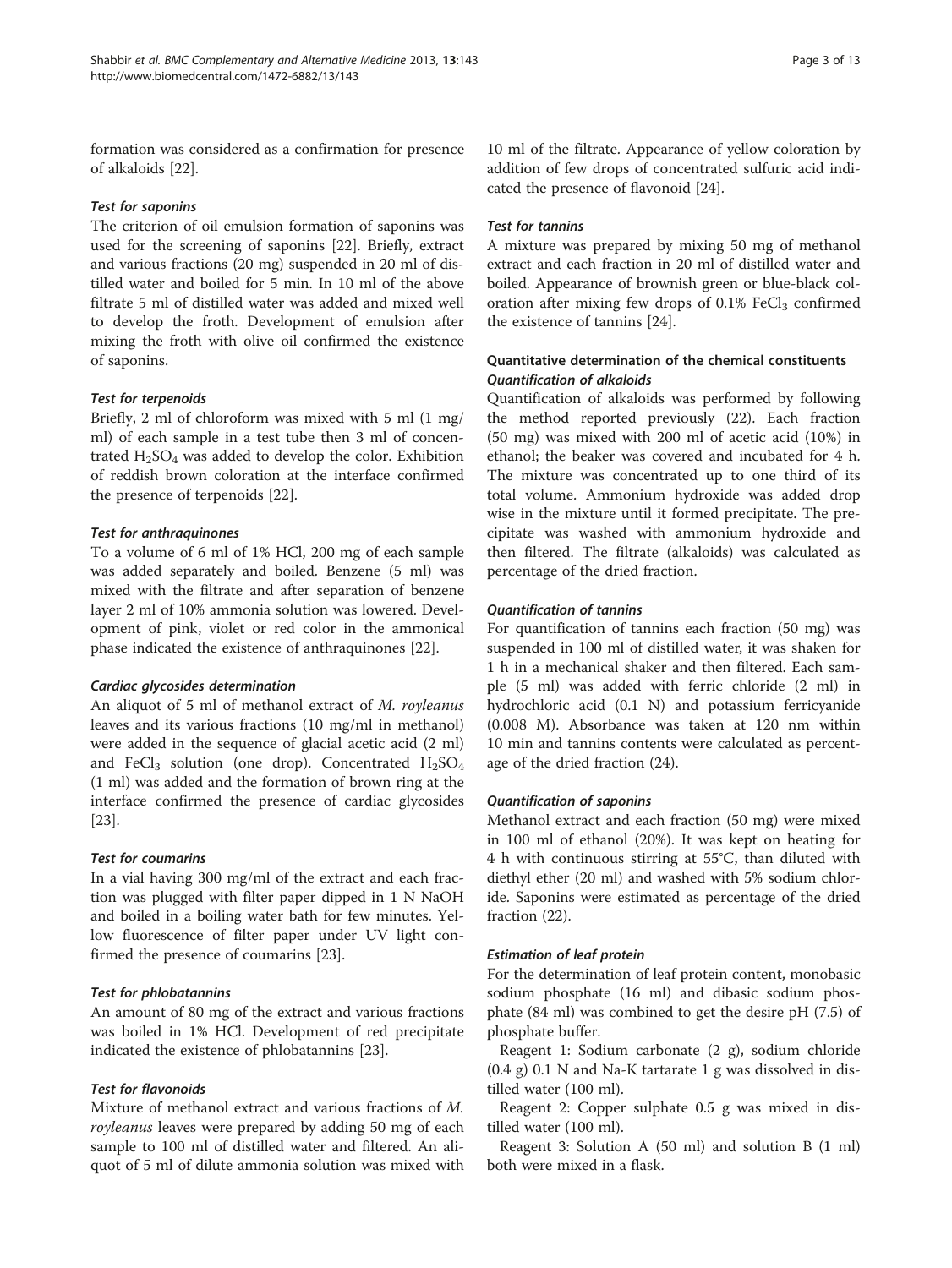formation was considered as a confirmation for presence of alkaloids [22].

#### *Test for saponins*

The criterion of oil emulsion formation of saponins was used for the screening of saponins [22]. Briefly, extract and various fractions (20 mg) suspended in 20 ml of distilled water and boiled for 5 min. In 10 ml of the above filtrate 5 ml of distilled water was added and mixed well to develop the froth. Development of emulsion after mixing the froth with olive oil confirmed the existence of saponins.

#### *Test for terpenoids*

Briefly, 2 ml of chloroform was mixed with 5 ml (1 mg/ml) of each sample in a test tube then 3 ml of concentrated $H_2SO_4$ was added to develop the color. Exhibition of reddish brown coloration at the interface confirmed the presence of terpenoids [22].

#### *Test for anthraquinones*

To a volume of 6 ml of 1% HCl, 200 mg of each sample was added separately and boiled. Benzene (5 ml) was mixed with the filtrate and after separation of benzene layer 2 ml of 10% ammonia solution was lowered. Development of pink, violet or red color in the ammonical phase indicated the existence of anthraquinones [22].

#### *Cardiac glycosides determination*

An aliquot of 5 ml of methanol extract of *M. royleanus* leaves and its various fractions (10 mg/ml in methanol) were added in the sequence of glacial acetic acid (2 ml) and $FeCl_3$ solution (one drop). Concentrated $H_2SO_4$ (1 ml) was added and the formation of brown ring at the interface confirmed the presence of cardiac glycosides [23].

#### *Test for coumarins*

In a vial having 300 mg/ml of the extract and each fraction was plugged with filter paper dipped in 1 N NaOH and boiled in a boiling water bath for few minutes. Yellow fluorescence of filter paper under UV light confirmed the presence of coumarins [23].

#### *Test for phlobatannins*

An amount of 80 mg of the extract and various fractions was boiled in 1% HCl. Development of red precipitate indicated the existence of phlobatannins [23].

#### *Test for flavonoids*

Mixture of methanol extract and various fractions of *M. royleanus* leaves were prepared by adding 50 mg of each sample to 100 ml of distilled water and filtered. An aliquot of 5 ml of dilute ammonia solution was mixed with 10 ml of the filtrate. Appearance of yellow coloration by addition of few drops of concentrated sulfuric acid indicated the presence of flavonoid [24].

#### *Test for tannins*

A mixture was prepared by mixing 50 mg of methanol extract and each fraction in 20 ml of distilled water and boiled. Appearance of brownish green or blue-black coloration after mixing few drops of 0.1% $FeCl_3$ confirmed the existence of tannins [24].

### Quantitative determination of the chemical constituents

#### *Quantification of alkaloids*

Quantification of alkaloids was performed by following the method reported previously (22). Each fraction (50 mg) was mixed with 200 ml of acetic acid (10%) in ethanol; the beaker was covered and incubated for 4 h. The mixture was concentrated up to one third of its total volume. Ammonium hydroxide was added drop wise in the mixture until it formed precipitate. The precipitate was washed with ammonium hydroxide and then filtered. The filtrate (alkaloids) was calculated as percentage of the dried fraction.

#### *Quantification of tannins*

For quantification of tannins each fraction (50 mg) was suspended in 100 ml of distilled water, it was shaken for 1 h in a mechanical shaker and then filtered. Each sample (5 ml) was added with ferric chloride (2 ml) in hydrochloric acid (0.1 N) and potassium ferricyanide (0.008 M). Absorbance was taken at 120 nm within 10 min and tannins contents were calculated as percentage of the dried fraction (24).

#### *Quantification of saponins*

Methanol extract and each fraction (50 mg) were mixed in 100 ml of ethanol (20%). It was kept on heating for 4 h with continuous stirring at 55°C, than diluted with diethyl ether (20 ml) and washed with 5% sodium chloride. Saponins were estimated as percentage of the dried fraction (22).

#### *Estimation of leaf protein*

For the determination of leaf protein content, monobasic sodium phosphate (16 ml) and dibasic sodium phosphate (84 ml) was combined to get the desire pH (7.5) of phosphate buffer.

Reagent 1: Sodium carbonate (2 g), sodium chloride (0.4 g) 0.1 N and Na-K tartarate 1 g was dissolved in distilled water (100 ml).

Reagent 2: Copper sulphate 0.5 g was mixed in distilled water (100 ml).

Reagent 3: Solution A (50 ml) and solution B (1 ml) both were mixed in a flask.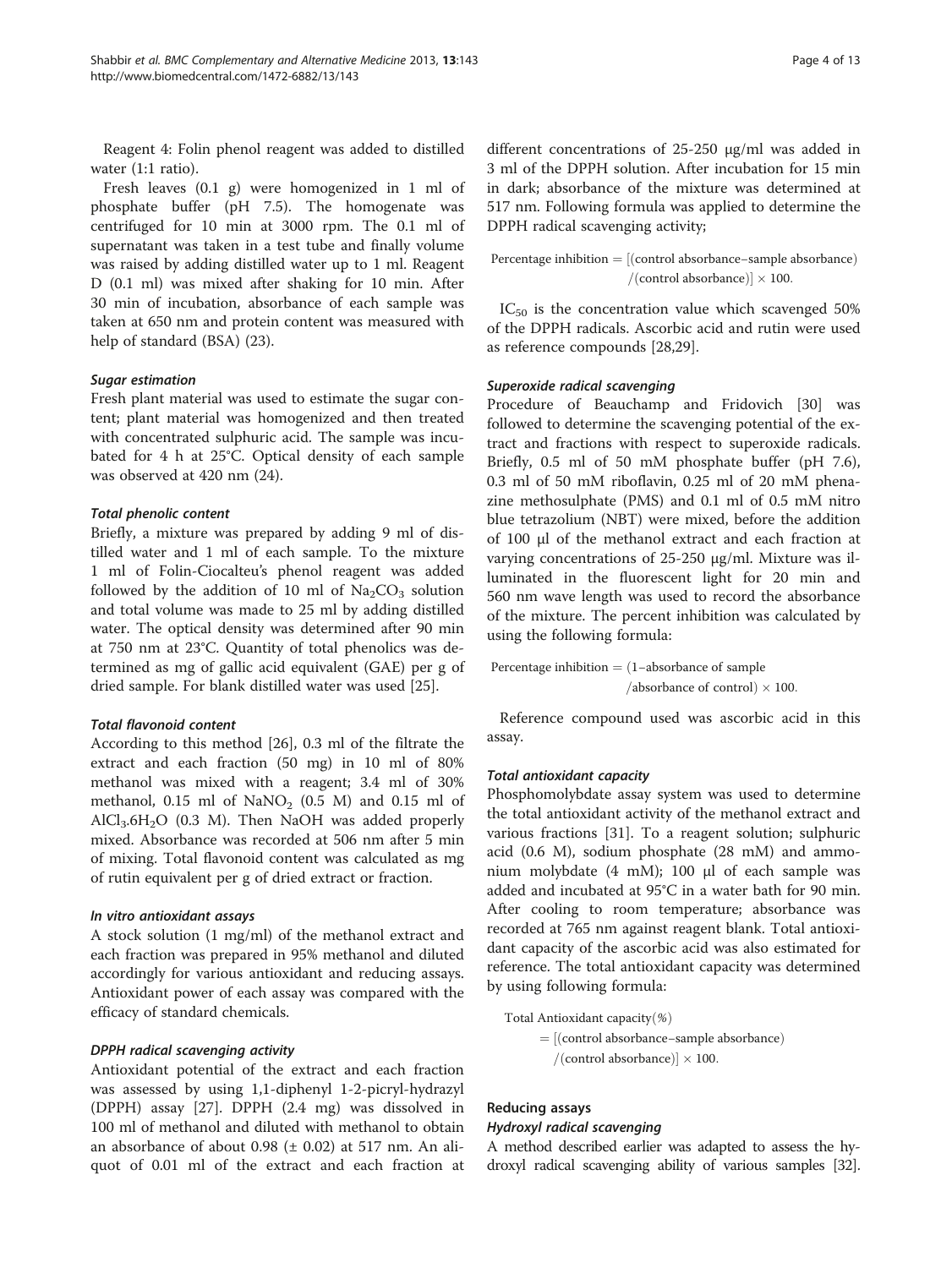Reagent 4: Folin phenol reagent was added to distilled water (1:1 ratio).

Fresh leaves (0.1 g) were homogenized in 1 ml of phosphate buffer (pH 7.5). The homogenate was centrifuged for 10 min at 3000 rpm. The 0.1 ml of supernatant was taken in a test tube and finally volume was raised by adding distilled water up to 1 ml. Reagent D (0.1 ml) was mixed after shaking for 10 min. After 30 min of incubation, absorbance of each sample was taken at 650 nm and protein content was measured with help of standard (BSA) (23).

#### *Sugar estimation*

Fresh plant material was used to estimate the sugar content; plant material was homogenized and then treated with concentrated sulphuric acid. The sample was incubated for 4 h at 25°C. Optical density of each sample was observed at 420 nm (24).

#### *Total phenolic content*

Briefly, a mixture was prepared by adding 9 ml of distilled water and 1 ml of each sample. To the mixture 1 ml of Folin-Ciocalteu's phenol reagent was added followed by the addition of 10 ml of $Na_2CO_3$ solution and total volume was made to 25 ml by adding distilled water. The optical density was determined after 90 min at 750 nm at 23°C. Quantity of total phenolics was determined as mg of gallic acid equivalent (GAE) per g of dried sample. For blank distilled water was used [25].

#### *Total flavonoid content*

According to this method [26], 0.3 ml of the filtrate the extract and each fraction (50 mg) in 10 ml of 80% methanol was mixed with a reagent; 3.4 ml of 30% methanol, 0.15 ml of $NaNO_2$ (0.5 M) and 0.15 ml of $AlCl_3.6H_2O$ (0.3 M). Then NaOH was added properly mixed. Absorbance was recorded at 506 nm after 5 min of mixing. Total flavonoid content was calculated as mg of rutin equivalent per g of dried extract or fraction.

#### *In vitro antioxidant assays*

A stock solution (1 mg/ml) of the methanol extract and each fraction was prepared in 95% methanol and diluted accordingly for various antioxidant and reducing assays. Antioxidant power of each assay was compared with the efficacy of standard chemicals.

#### *DPPH radical scavenging activity*

Antioxidant potential of the extract and each fraction was assessed by using 1,1-diphenyl 1-2-picryl-hydrazyl (DPPH) assay [27]. DPPH (2.4 mg) was dissolved in 100 ml of methanol and diluted with methanol to obtain an absorbance of about 0.98 (± 0.02) at 517 nm. An aliquot of 0.01 ml of the extract and each fraction at different concentrations of 25-250 μg/ml was added in 3 ml of the DPPH solution. After incubation for 15 min in dark; absorbance of the mixture was determined at 517 nm. Following formula was applied to determine the DPPH radical scavenging activity;

$$\text{Percentage inhibition} = [(\text{control absorbance} - \text{sample absorbance}) / (\text{control absorbance})] \times 100.$$

$IC_{50}$ is the concentration value which scavenged 50% of the DPPH radicals. Ascorbic acid and rutin were used as reference compounds [28,29].

#### *Superoxide radical scavenging*

Procedure of Beauchamp and Fridovich [30] was followed to determine the scavenging potential of the extract and fractions with respect to superoxide radicals. Briefly, 0.5 ml of 50 mM phosphate buffer (pH 7.6), 0.3 ml of 50 mM riboflavin, 0.25 ml of 20 mM phenazine methosulphate (PMS) and 0.1 ml of 0.5 mM nitro blue tetrazolium (NBT) were mixed, before the addition of 100 μl of the methanol extract and each fraction at varying concentrations of 25-250 μg/ml. Mixture was illuminated in the fluorescent light for 20 min and 560 nm wave length was used to record the absorbance of the mixture. The percent inhibition was calculated by using the following formula:

$$\text{Percentage inhibition} = (1 - \text{absorbance of sample} / \text{absorbance of control}) \times 100.$$

Reference compound used was ascorbic acid in this assay.

#### *Total antioxidant capacity*

Phosphomolybdate assay system was used to determine the total antioxidant activity of the methanol extract and various fractions [31]. To a reagent solution; sulphuric acid (0.6 M), sodium phosphate (28 mM) and ammonium molybdate (4 mM); 100 μl of each sample was added and incubated at 95°C in a water bath for 90 min. After cooling to room temperature; absorbance was recorded at 765 nm against reagent blank. Total antioxidant capacity of the ascorbic acid was also estimated for reference. The total antioxidant capacity was determined by using following formula:

$$\text{Total Antioxidant capacity}(\%) = [(\text{control absorbance} - \text{sample absorbance}) / (\text{control absorbance})] \times 100.$$

### Reducing assays

#### *Hydroxyl radical scavenging*

A method described earlier was adapted to assess the hydroxyl radical scavenging ability of various samples [32].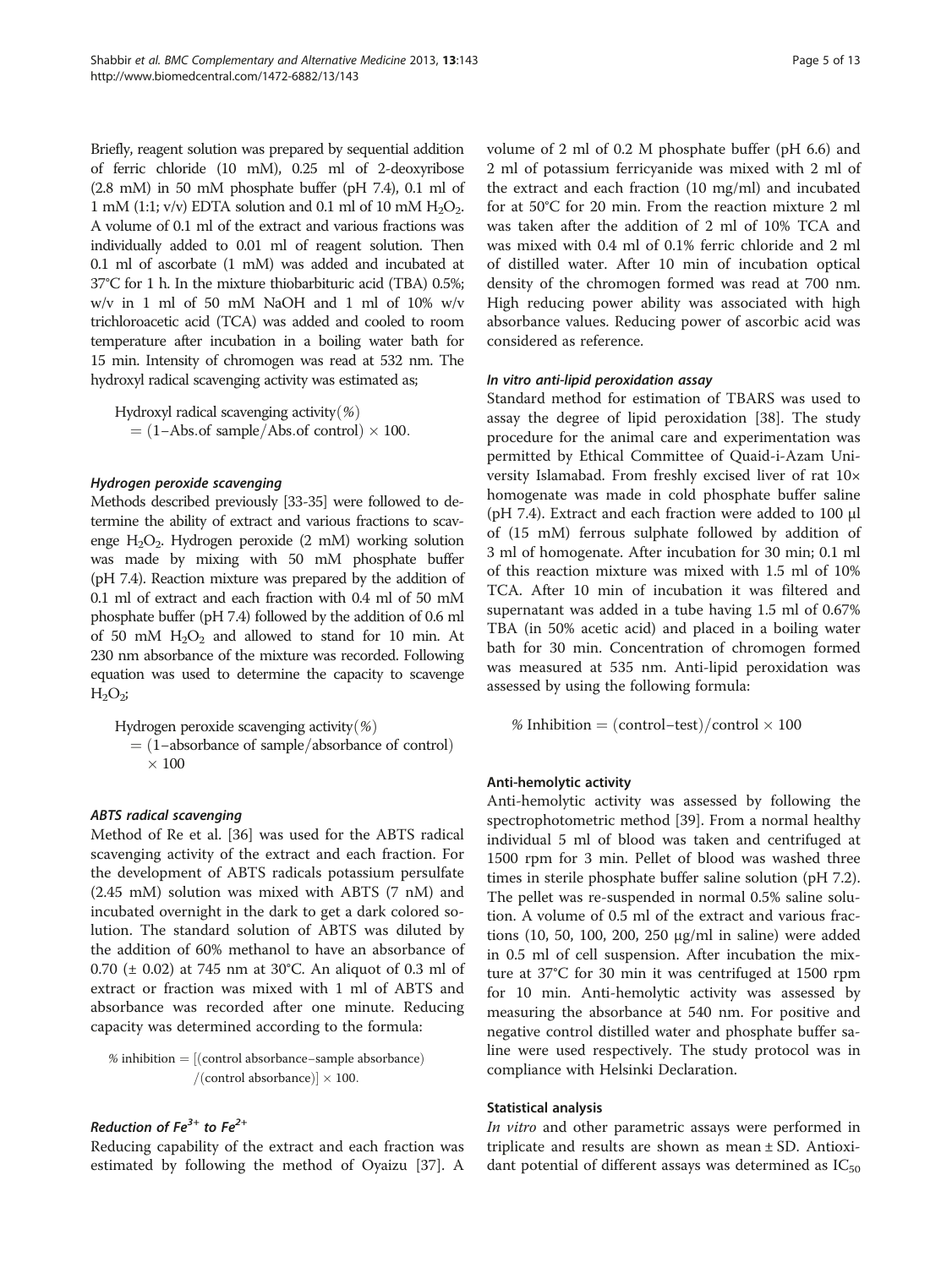Briefly, reagent solution was prepared by sequential addition of ferric chloride (10 mM), 0.25 ml of 2-deoxyribose (2.8 mM) in 50 mM phosphate buffer (pH 7.4), 0.1 ml of 1 mM (1:1; v/v) EDTA solution and 0.1 ml of 10 mM $H_2O_2$. A volume of 0.1 ml of the extract and various fractions was individually added to 0.01 ml of reagent solution. Then 0.1 ml of ascorbate (1 mM) was added and incubated at 37°C for 1 h. In the mixture thiobarbituric acid (TBA) 0.5%; w/v in 1 ml of 50 mM NaOH and 1 ml of 10% w/v trichloroacetic acid (TCA) was added and cooled to room temperature after incubation in a boiling water bath for 15 min. Intensity of chromogen was read at 532 nm. The hydroxyl radical scavenging activity was estimated as;

$$\text{Hydroxyl radical scavenging activity}(\%) = (1 - \text{Abs.of sample}/\text{Abs.of control}) \times 100.$$

#### *Hydrogen peroxide scavenging*

Methods described previously [33-35] were followed to determine the ability of extract and various fractions to scavenge $H_2O_2$. Hydrogen peroxide (2 mM) working solution was made by mixing with 50 mM phosphate buffer (pH 7.4). Reaction mixture was prepared by the addition of 0.1 ml of extract and each fraction with 0.4 ml of 50 mM phosphate buffer (pH 7.4) followed by the addition of 0.6 ml of 50 mM $H_2O_2$ and allowed to stand for 10 min. At 230 nm absorbance of the mixture was recorded. Following equation was used to determine the capacity to scavenge $H_2O_2$;

$$\text{Hydrogen peroxide scavenging activity}(\%) = (1 - \text{absorbance of sample}/\text{absorbance of control}) \times 100$$

#### *ABTS radical scavenging*

Method of Re et al. [36] was used for the ABTS radical scavenging activity of the extract and each fraction. For the development of ABTS radicals potassium persulfate (2.45 mM) solution was mixed with ABTS (7 nM) and incubated overnight in the dark to get a dark colored solution. The standard solution of ABTS was diluted by the addition of 60% methanol to have an absorbance of 0.70 (± 0.02) at 745 nm at 30°C. An aliquot of 0.3 ml of extract or fraction was mixed with 1 ml of ABTS and absorbance was recorded after one minute. Reducing capacity was determined according to the formula:

$$\%\ \text{inhibition} = [(\text{control absorbance} - \text{sample absorbance})/(\text{control absorbance})] \times 100.$$

#### *Reduction of $Fe^{3+}$ to $Fe^{2+}$*

Reducing capability of the extract and each fraction was estimated by following the method of Oyaizu [37]. A volume of 2 ml of 0.2 M phosphate buffer (pH 6.6) and 2 ml of potassium ferricyanide was mixed with 2 ml of the extract and each fraction (10 mg/ml) and incubated for at 50°C for 20 min. From the reaction mixture 2 ml was taken after the addition of 2 ml of 10% TCA and was mixed with 0.4 ml of 0.1% ferric chloride and 2 ml of distilled water. After 10 min of incubation optical density of the chromogen formed was read at 700 nm. High reducing power ability was associated with high absorbance values. Reducing power of ascorbic acid was considered as reference.

#### *In vitro anti-lipid peroxidation assay*

Standard method for estimation of TBARS was used to assay the degree of lipid peroxidation [38]. The study procedure for the animal care and experimentation was permitted by Ethical Committee of Quaid-i-Azam University Islamabad. From freshly excised liver of rat 10× homogenate was made in cold phosphate buffer saline (pH 7.4). Extract and each fraction were added to 100 μl of (15 mM) ferrous sulphate followed by addition of 3 ml of homogenate. After incubation for 30 min; 0.1 ml of this reaction mixture was mixed with 1.5 ml of 10% TCA. After 10 min of incubation it was filtered and supernatant was added in a tube having 1.5 ml of 0.67% TBA (in 50% acetic acid) and placed in a boiling water bath for 30 min. Concentration of chromogen formed was measured at 535 nm. Anti-lipid peroxidation was assessed by using the following formula:

$$\%\ \text{Inhibition} = (\text{control} - \text{test})/\text{control} \times 100$$

### Anti-hemolytic activity

Anti-hemolytic activity was assessed by following the spectrophotometric method [39]. From a normal healthy individual 5 ml of blood was taken and centrifuged at 1500 rpm for 3 min. Pellet of blood was washed three times in sterile phosphate buffer saline solution (pH 7.2). The pellet was re-suspended in normal 0.5% saline solution. A volume of 0.5 ml of the extract and various fractions (10, 50, 100, 200, 250 μg/ml in saline) were added in 0.5 ml of cell suspension. After incubation the mixture at 37°C for 30 min it was centrifuged at 1500 rpm for 10 min. Anti-hemolytic activity was assessed by measuring the absorbance at 540 nm. For positive and negative control distilled water and phosphate buffer saline were used respectively. The study protocol was in compliance with Helsinki Declaration.

### Statistical analysis

*In vitro* and other parametric assays were performed in triplicate and results are shown as mean ± SD. Antioxidant potential of different assays was determined as $IC_{50}$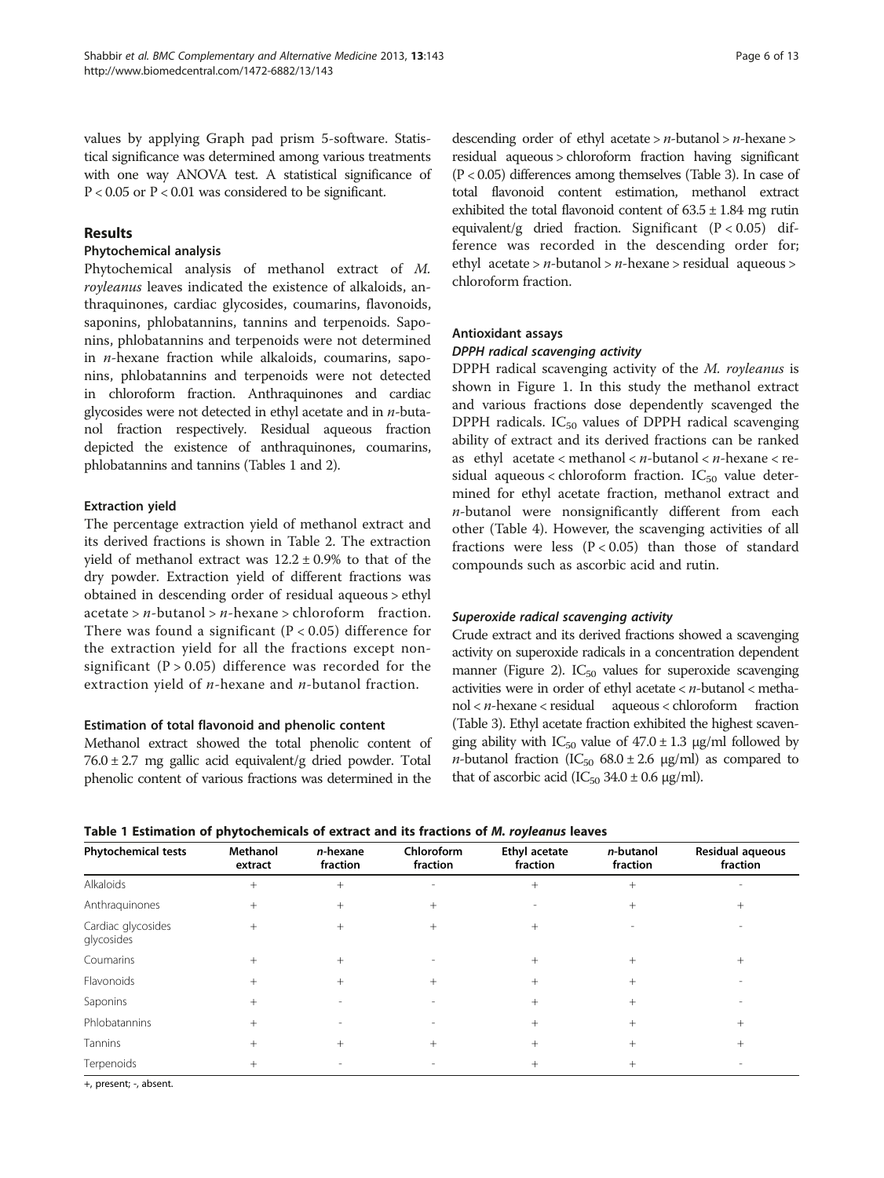values by applying Graph pad prism 5-software. Statistical significance was determined among various treatments with one way ANOVA test. A statistical significance of $P < 0.05$ or $P < 0.01$ was considered to be significant.

## Results

### Phytochemical analysis

Phytochemical analysis of methanol extract of *M. royleanus* leaves indicated the existence of alkaloids, anthraquinones, cardiac glycosides, coumarins, flavonoids, saponins, phlobatannins, tannins and terpenoids. Saponins, phlobatannins and terpenoids were not determined in *n*-hexane fraction while alkaloids, coumarins, saponins, phlobatannins and terpenoids were not detected in chloroform fraction. Anthraquinones and cardiac glycosides were not detected in ethyl acetate and in *n*-butanol fraction respectively. Residual aqueous fraction depicted the existence of anthraquinones, coumarins, phlobatannins and tannins (Tables 1 and 2).

### Extraction yield

The percentage extraction yield of methanol extract and its derived fractions is shown in Table 2. The extraction yield of methanol extract was $12.2 \pm 0.9\%$ to that of the dry powder. Extraction yield of different fractions was obtained in descending order of residual aqueous > ethyl acetate > *n*-butanol > *n*-hexane > chloroform fraction. There was found a significant ($P < 0.05$) difference for the extraction yield for all the fractions except non-significant ($P > 0.05$) difference was recorded for the extraction yield of *n*-hexane and *n*-butanol fraction.

### Estimation of total flavonoid and phenolic content

Methanol extract showed the total phenolic content of $76.0 \pm 2.7$ mg gallic acid equivalent/g dried powder. Total phenolic content of various fractions was determined in the descending order of ethyl acetate > *n*-butanol > *n*-hexane > residual aqueous > chloroform fraction having significant ($P < 0.05$) differences among themselves (Table 3). In case of total flavonoid content estimation, methanol extract exhibited the total flavonoid content of $63.5 \pm 1.84$ mg rutin equivalent/g dried fraction. Significant ($P < 0.05$) difference was recorded in the descending order for; ethyl acetate > *n*-butanol > *n*-hexane > residual aqueous > chloroform fraction.

### Antioxidant assays

#### *DPPH radical scavenging activity*

DPPH radical scavenging activity of the *M. royleanus* is shown in Figure 1. In this study the methanol extract and various fractions dose dependently scavenged the DPPH radicals. $IC_{50}$ values of DPPH radical scavenging ability of extract and its derived fractions can be ranked as ethyl acetate < methanol < *n*-butanol < *n*-hexane < residual aqueous < chloroform fraction. $IC_{50}$ value determined for ethyl acetate fraction, methanol extract and *n*-butanol were nonsignificantly different from each other (Table 4). However, the scavenging activities of all fractions were less ($P < 0.05$) than those of standard compounds such as ascorbic acid and rutin.

#### *Superoxide radical scavenging activity*

Crude extract and its derived fractions showed a scavenging activity on superoxide radicals in a concentration dependent manner (Figure 2). $IC_{50}$ values for superoxide scavenging activities were in order of ethyl acetate < *n*-butanol < methanol < *n*-hexane < residual aqueous < chloroform fraction (Table 3). Ethyl acetate fraction exhibited the highest scavenging ability with $IC_{50}$ value of $47.0 \pm 1.3$ μg/ml followed by *n*-butanol fraction ($IC_{50}$ $68.0 \pm 2.6$ μg/ml) as compared to that of ascorbic acid ($IC_{50}$ $34.0 \pm 0.6$ μg/ml).

**Table 1 Estimation of phytochemicals of extract and its fractions of *M. royleanus* leaves**

| Phytochemical tests | Methanol extract | *n*-hexane fraction | Chloroform fraction | Ethyl acetate fraction | *n*-butanol fraction | Residual aqueous fraction |
|---|---|---|---|---|---|---|
| Alkaloids | + | + | - | + | + | - |
| Anthraquinones | + | + | + | - | + | + |
| Cardiac glycosides glycosides | + | + | + | + | - | - |
| Coumarins | + | + | - | + | + | + |
| Flavonoids | + | + | + | + | + | - |
| Saponins | + | - | - | + | + | - |
| Phlobatannins | + | - | - | + | + | + |
| Tannins | + | + | + | + | + | + |
| Terpenoids | + | - | - | + | + | - |

+, present; -, absent.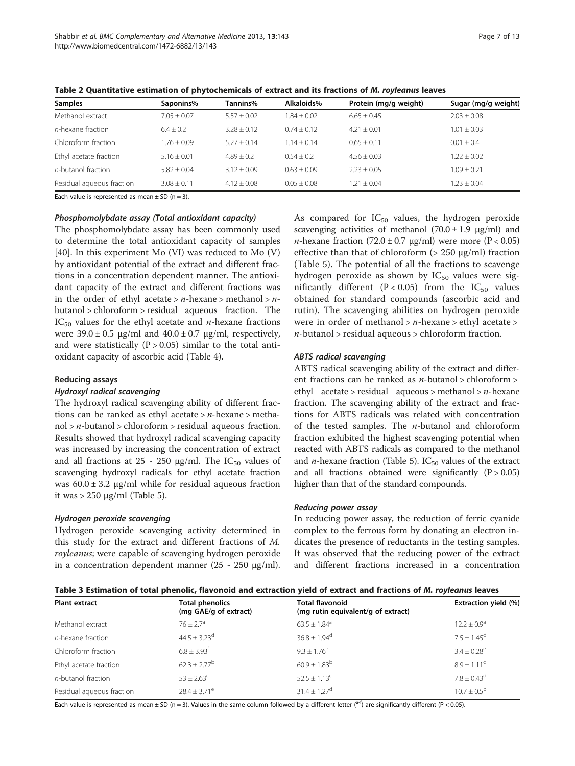**Table 2 Quantitative estimation of phytochemicals of extract and its fractions of *M. royleanus* leaves**

| Samples | Saponins% | Tannins% | Alkaloids% | Protein (mg/g weight) | Sugar (mg/g weight) |
|---|---|---|---|---|---|
| Methanol extract | 7.05 ± 0.07 | 5.57 ± 0.02 | 1.84 ± 0.02 | 6.65 ± 0.45 | 2.03 ± 0.08 |
| *n*-hexane fraction | 6.4 ± 0.2 | 3.28 ± 0.12 | 0.74 ± 0.12 | 4.21 ± 0.01 | 1.01 ± 0.03 |
| Chloroform fraction | 1.76 ± 0.09 | 5.27 ± 0.14 | 1.14 ± 0.14 | 0.65 ± 0.11 | 0.01 ± 0.4 |
| Ethyl acetate fraction | 5.16 ± 0.01 | 4.89 ± 0.2 | 0.54 ± 0.2 | 4.56 ± 0.03 | 1.22 ± 0.02 |
| *n*-butanol fraction | 5.82 ± 0.04 | 3.12 ± 0.09 | 0.63 ± 0.09 | 2.23 ± 0.05 | 1.09 ± 0.21 |
| Residual aqueous fraction | 3.08 ± 0.11 | 4.12 ± 0.08 | 0.05 ± 0.08 | 1.21 ± 0.04 | 1.23 ± 0.04 |

Each value is represented as mean ± SD (n = 3).

#### Phosphomolybdate assay (Total antioxidant capacity)

The phosphomolybdate assay has been commonly used to determine the total antioxidant capacity of samples [40]. In this experiment Mo (VI) was reduced to Mo (V) by antioxidant potential of the extract and different fractions in a concentration dependent manner. The antioxidant capacity of the extract and different fractions was in the order of ethyl acetate > *n*-hexane > methanol > *n*-butanol > chloroform > residual aqueous fraction. The $IC_{50}$ values for the ethyl acetate and *n*-hexane fractions were 39.0 ± 0.5 μg/ml and 40.0 ± 0.7 μg/ml, respectively, and were statistically ($P > 0.05$) similar to the total antioxidant capacity of ascorbic acid (Table 4).

### Reducing assays

#### Hydroxyl radical scavenging

The hydroxyl radical scavenging ability of different fractions can be ranked as ethyl acetate > *n*-hexane > methanol > *n*-butanol > chloroform > residual aqueous fraction. Results showed that hydroxyl radical scavenging capacity was increased by increasing the concentration of extract and all fractions at 25 - 250 μg/ml. The $IC_{50}$ values of scavenging hydroxyl radicals for ethyl acetate fraction was 60.0 ± 3.2 μg/ml while for residual aqueous fraction it was > 250 μg/ml (Table 5).

#### Hydrogen peroxide scavenging

Hydrogen peroxide scavenging activity determined in this study for the extract and different fractions of *M. royleanus*; were capable of scavenging hydrogen peroxide in a concentration dependent manner (25 - 250 μg/ml). As compared for $IC_{50}$ values, the hydrogen peroxide scavenging activities of methanol (70.0 ± 1.9 μg/ml) and *n*-hexane fraction (72.0 ± 0.7 μg/ml) were more ($P < 0.05$) effective than that of chloroform (> 250 μg/ml) fraction (Table 5). The potential of all the fractions to scavenge hydrogen peroxide as shown by $IC_{50}$ values were significantly different ($P < 0.05$) from the $IC_{50}$ values obtained for standard compounds (ascorbic acid and rutin). The scavenging abilities on hydrogen peroxide were in order of methanol > *n*-hexane > ethyl acetate > *n*-butanol > residual aqueous > chloroform fraction.

#### ABTS radical scavenging

ABTS radical scavenging ability of the extract and different fractions can be ranked as *n*-butanol > chloroform > ethyl acetate > residual aqueous > methanol > *n*-hexane fraction. The scavenging ability of the extract and fractions for ABTS radicals was related with concentration of the tested samples. The *n*-butanol and chloroform fraction exhibited the highest scavenging potential when reacted with ABTS radicals as compared to the methanol and *n*-hexane fraction (Table 5). $IC_{50}$ values of the extract and all fractions obtained were significantly ($P > 0.05$) higher than that of the standard compounds.

#### Reducing power assay

In reducing power assay, the reduction of ferric cyanide complex to the ferrous form by donating an electron indicates the presence of reductants in the testing samples. It was observed that the reducing power of the extract and different fractions increased in a concentration

**Table 3 Estimation of total phenolic, flavonoid and extraction yield of extract and fractions of *M. royleanus* leaves**

| Plant extract | Total phenolics (mg GAE/g of extract) | Total flavonoid (mg rutin equivalent/g of extract) | Extraction yield (%) |
|---|---|---|---|
| Methanol extract | $76 \pm 2.7^{a}$ | $63.5 \pm 1.84^{a}$ | $12.2 \pm 0.9^{a}$ |
| *n*-hexane fraction | $44.5 \pm 3.23^{d}$ | $36.8 \pm 1.94^{d}$ | $7.5 \pm 1.45^{d}$ |
| Chloroform fraction | $6.8 \pm 3.93^{f}$ | $9.3 \pm 1.76^{e}$ | $3.4 \pm 0.28^{e}$ |
| Ethyl acetate fraction | $62.3 \pm 2.77^{b}$ | $60.9 \pm 1.83^{b}$ | $8.9 \pm 1.11^{c}$ |
| *n*-butanol fraction | $53 \pm 2.63^{c}$ | $52.5 \pm 1.13^{c}$ | $7.8 \pm 0.43^{d}$ |
| Residual aqueous fraction | $28.4 \pm 3.71^{e}$ | $31.4 \pm 1.27^{d}$ | $10.7 \pm 0.5^{b}$ |

Each value is represented as mean ± SD (n = 3). Values in the same column followed by a different letter ([a-f]) are significantly different ($P < 0.05$).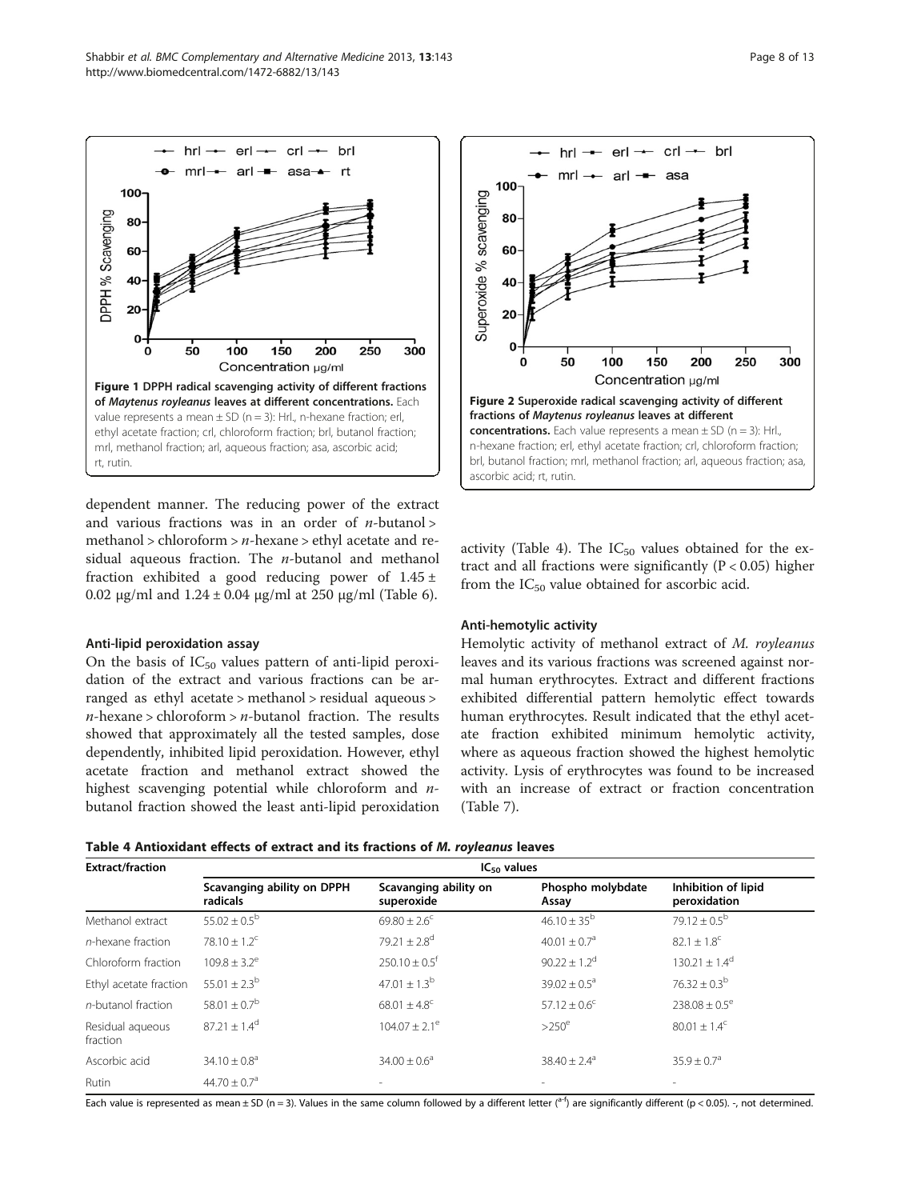Figure 1 DPPH radical scavenging activity of different fractions of *Maytenus royleanus* leaves at different concentrations. Each value represents a mean ± SD (n = 3): Hrl., n-hexane fraction; erl, ethyl acetate fraction; crl, chloroform fraction; brl, butanol fraction; mrl, methanol fraction; arl, aqueous fraction; asa, ascorbic acid; rt, rutin.

Figure 2 Superoxide radical scavenging activity of different fractions of *Maytenus royleanus* leaves at different concentrations. Each value represents a mean ± SD (n = 3): Hrl., n-hexane fraction; erl, ethyl acetate fraction; crl, chloroform fraction; brl, butanol fraction; mrl, methanol fraction; arl, aqueous fraction; asa, ascorbic acid; rt, rutin.

dependent manner. The reducing power of the extract and various fractions was in an order of *n*-butanol > methanol > chloroform > *n*-hexane > ethyl acetate and residual aqueous fraction. The *n*-butanol and methanol fraction exhibited a good reducing power of 1.45 ± 0.02 μg/ml and 1.24 ± 0.04 μg/ml at 250 μg/ml (Table 6).

### Anti-lipid peroxidation assay

On the basis of $IC_{50}$ values pattern of anti-lipid peroxidation of the extract and various fractions can be arranged as ethyl acetate > methanol > residual aqueous > *n*-hexane > chloroform > *n*-butanol fraction. The results showed that approximately all the tested samples, dose dependently, inhibited lipid peroxidation. However, ethyl acetate fraction and methanol extract showed the highest scavenging potential while chloroform and *n*-butanol fraction showed the least anti-lipid peroxidation activity (Table 4). The $IC_{50}$ values obtained for the extract and all fractions were significantly ($P < 0.05$) higher from the $IC_{50}$ value obtained for ascorbic acid.

### Anti-hemotylic activity

Hemolytic activity of methanol extract of *M. royleanus* leaves and its various fractions was screened against normal human erythrocytes. Extract and different fractions exhibited differential pattern hemolytic effect towards human erythrocytes. Result indicated that the ethyl acetate fraction exhibited minimum hemolytic activity, where as aqueous fraction showed the highest hemolytic activity. Lysis of erythrocytes was found to be increased with an increase of extract or fraction concentration (Table 7).

**Table 4 Antioxidant effects of extract and its fractions of *M. royleanus* leaves**

| Extract/fraction | $IC_{50}$ values | | | |
|---|---|---|---|---|
| | Scavanging ability on DPPH radicals | Scavanging ability on superoxide | Phospho molybdate Assay | Inhibition of lipid peroxidation |
| Methanol extract | $55.02 \pm 0.5^{b}$ | $69.80 \pm 2.6^{c}$ | $46.10 \pm 35^{b}$ | $79.12 \pm 0.5^{b}$ |
| *n*-hexane fraction | $78.10 \pm 1.2^{c}$ | $79.21 \pm 2.8^{d}$ | $40.01 \pm 0.7^{a}$ | $82.1 \pm 1.8^{c}$ |
| Chloroform fraction | $109.8 \pm 3.2^{e}$ | $250.10 \pm 0.5^{f}$ | $90.22 \pm 1.2^{d}$ | $130.21 \pm 1.4^{d}$ |
| Ethyl acetate fraction | $55.01 \pm 2.3^{b}$ | $47.01 \pm 1.3^{b}$ | $39.02 \pm 0.5^{a}$ | $76.32 \pm 0.3^{b}$ |
| *n*-butanol fraction | $58.01 \pm 0.7^{b}$ | $68.01 \pm 4.8^{c}$ | $57.12 \pm 0.6^{c}$ | $238.08 \pm 0.5^{e}$ |
| Residual aqueous fraction | $87.21 \pm 1.4^{d}$ | $104.07 \pm 2.1^{e}$ | $>250^{e}$ | $80.01 \pm 1.4^{c}$ |
| Ascorbic acid | $34.10 \pm 0.8^{a}$ | $34.00 \pm 0.6^{a}$ | $38.40 \pm 2.4^{a}$ | $35.9 \pm 0.7^{a}$ |
| Rutin | $44.70 \pm 0.7^{a}$ | - | - | - |

Each value is represented as mean ± SD (n = 3). Values in the same column followed by a different letter ($^{a-f}$) are significantly different ($p < 0.05$). -, not determined.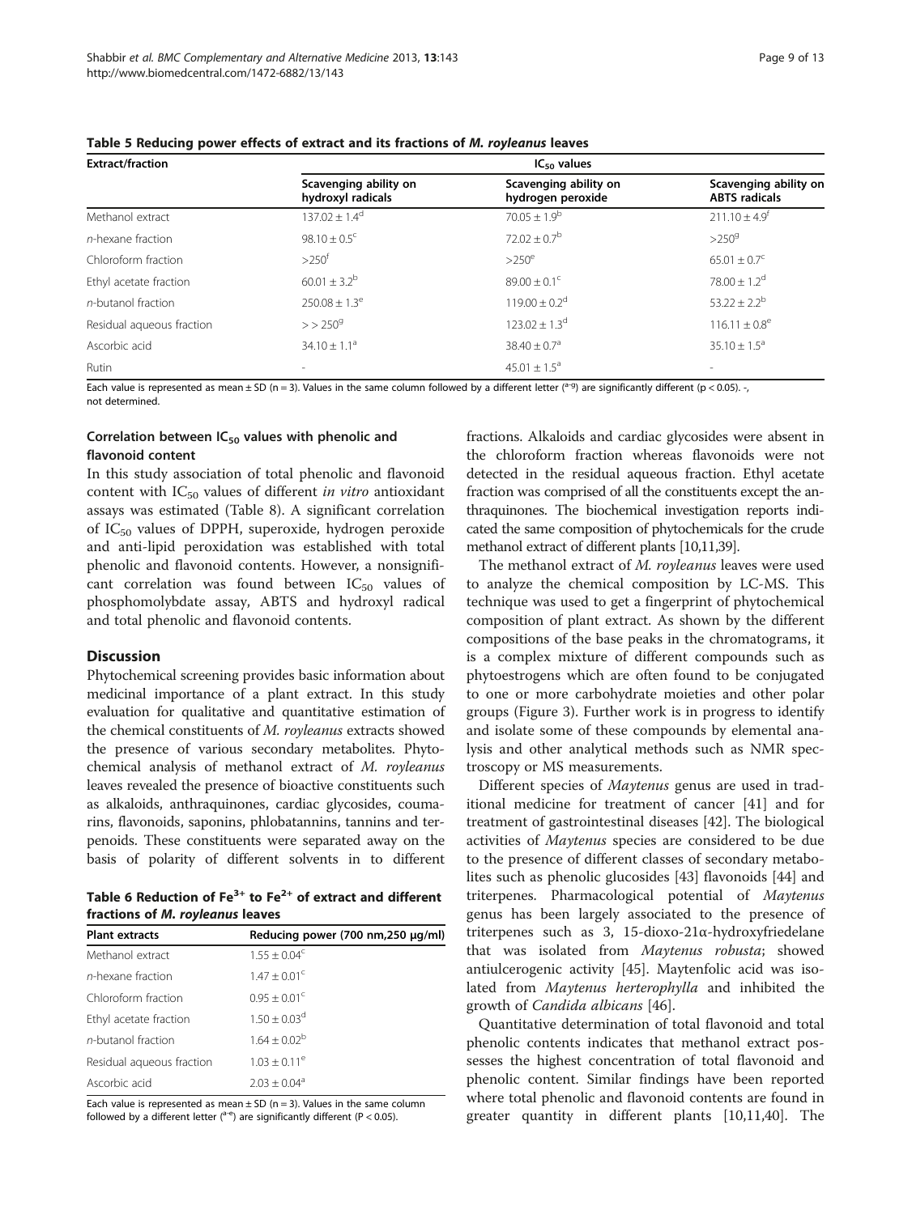**Table 5 Reducing power effects of extract and its fractions of *M. royleanus* leaves**

| Extract/fraction | $IC_{50}$ values | | |
|---|---|---|---|
| | Scavenging ability on hydroxyl radicals | Scavenging ability on hydrogen peroxide | Scavenging ability on ABTS radicals |
| Methanol extract | $137.02 \pm 1.4^{d}$ | $70.05 \pm 1.9^{b}$ | $211.10 \pm 4.9^{f}$ |
| *n*-hexane fraction | $98.10 \pm 0.5^{c}$ | $72.02 \pm 0.7^{b}$ | $>250^{g}$ |
| Chloroform fraction | $>250^{f}$ | $>250^{e}$ | $65.01 \pm 0.7^{c}$ |
| Ethyl acetate fraction | $60.01 \pm 3.2^{b}$ | $89.00 \pm 0.1^{c}$ | $78.00 \pm 1.2^{d}$ |
| *n*-butanol fraction | $250.08 \pm 1.3^{e}$ | $119.00 \pm 0.2^{d}$ | $53.22 \pm 2.2^{b}$ |
| Residual aqueous fraction | $>>250^{g}$ | $123.02 \pm 1.3^{d}$ | $116.11 \pm 0.8^{e}$ |
| Ascorbic acid | $34.10 \pm 1.1^{a}$ | $38.40 \pm 0.7^{a}$ | $35.10 \pm 1.5^{a}$ |
| Rutin | - | $45.01 \pm 1.5^{a}$ | - |

Each value is represented as mean ± SD (n = 3). Values in the same column followed by a different letter ([a-g]) are significantly different ($p < 0.05$). -, not determined.

### Correlation between $IC_{50}$ values with phenolic and flavonoid content

In this study association of total phenolic and flavonoid content with $IC_{50}$ values of different *in vitro* antioxidant assays was estimated (Table 8). A significant correlation of $IC_{50}$ values of DPPH, superoxide, hydrogen peroxide and anti-lipid peroxidation was established with total phenolic and flavonoid contents. However, a nonsignificant correlation was found between $IC_{50}$ values of phosphomolybdate assay, ABTS and hydroxyl radical and total phenolic and flavonoid contents.

## Discussion

Phytochemical screening provides basic information about medicinal importance of a plant extract. In this study evaluation for qualitative and quantitative estimation of the chemical constituents of *M. royleanus* extracts showed the presence of various secondary metabolites. Phytochemical analysis of methanol extract of *M. royleanus* leaves revealed the presence of bioactive constituents such as alkaloids, anthraquinones, cardiac glycosides, coumarins, flavonoids, saponins, phlobatannins, tannins and terpenoids. These constituents were separated away on the basis of polarity of different solvents in to different fractions. Alkaloids and cardiac glycosides were absent in the chloroform fraction whereas flavonoids were not detected in the residual aqueous fraction. Ethyl acetate fraction was comprised of all the constituents except the anthraquinones. The biochemical investigation reports indicated the same composition of phytochemicals for the crude methanol extract of different plants [10,11,39].

**Table 6 Reduction of $Fe^{3+}$ to $Fe^{2+}$ of extract and different fractions of *M. royleanus* leaves**

| Plant extracts | Reducing power (700 nm,250 μg/ml) |
|---|---|
| Methanol extract | $1.55 \pm 0.04^{c}$ |
| *n*-hexane fraction | $1.47 \pm 0.01^{c}$ |
| Chloroform fraction | $0.95 \pm 0.01^{c}$ |
| Ethyl acetate fraction | $1.50 \pm 0.03^{d}$ |
| *n*-butanol fraction | $1.64 \pm 0.02^{b}$ |
| Residual aqueous fraction | $1.03 \pm 0.11^{e}$ |
| Ascorbic acid | $2.03 \pm 0.04^{a}$ |

Each value is represented as mean ± SD (n = 3). Values in the same column followed by a different letter ([a-e]) are significantly different ($P < 0.05$).

The methanol extract of *M. royleanus* leaves were used to analyze the chemical composition by LC-MS. This technique was used to get a fingerprint of phytochemical composition of plant extract. As shown by the different compositions of the base peaks in the chromatograms, it is a complex mixture of different compounds such as phytoestrogens which are often found to be conjugated to one or more carbohydrate moieties and other polar groups (Figure 3). Further work is in progress to identify and isolate some of these compounds by elemental analysis and other analytical methods such as NMR spectroscopy or MS measurements.

Different species of *Maytenus* genus are used in traditional medicine for treatment of cancer [41] and for treatment of gastrointestinal diseases [42]. The biological activities of *Maytenus* species are considered to be due to the presence of different classes of secondary metabolites such as phenolic glucosides [43] flavonoids [44] and triterpenes. Pharmacological potential of *Maytenus* genus has been largely associated to the presence of triterpenes such as 3, 15-dioxo-21α-hydroxyfriedelane that was isolated from *Maytenus robusta*; showed antiulcerogenic activity [45]. Maytenfolic acid was isolated from *Maytenus herterophylla* and inhibited the growth of *Candida albicans* [46].

Quantitative determination of total flavonoid and total phenolic contents indicates that methanol extract possesses the highest concentration of total flavonoid and phenolic content. Similar findings have been reported where total phenolic and flavonoid contents are found in greater quantity in different plants [10,11,40]. The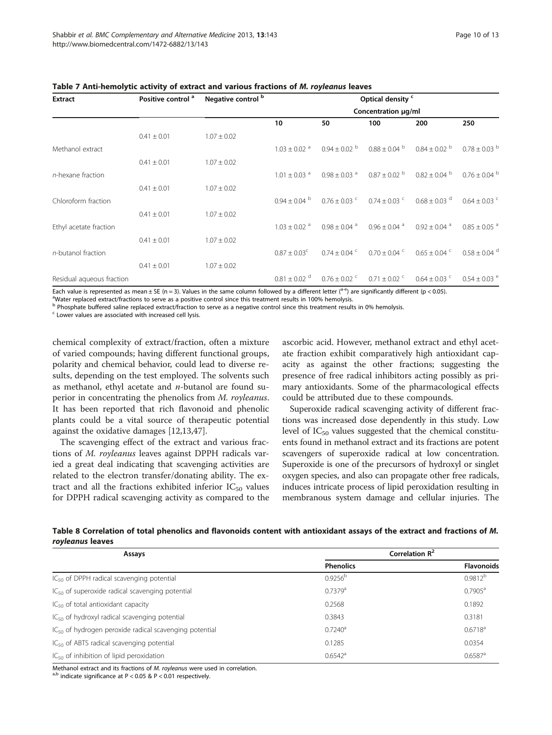**Table 7 Anti-hemolytic activity of extract and various fractions of *M. royleanus* leaves**

| Extract | Positive control [a] | Negative control [b] | Optical density [c] | | | | |
|---|---|---|---|---|---|---|---|
| | | | Concentration μg/ml | | | | |
| | | | 10 | 50 | 100 | 200 | 250 |
| | 0.41 ± 0.01 | 1.07 ± 0.02 | | | | | |
| Methanol extract | | | 1.03 ± 0.02 [a] | 0.94 ± 0.02 [b] | 0.88 ± 0.04 [b] | 0.84 ± 0.02 [b] | 0.78 ± 0.03 [b] |
| | 0.41 ± 0.01 | 1.07 ± 0.02 | | | | | |
| *n*-hexane fraction | | | 1.01 ± 0.03 [a] | 0.98 ± 0.03 [a] | 0.87 ± 0.02 [b] | 0.82 ± 0.04 [b] | 0.76 ± 0.04 [b] |
| | 0.41 ± 0.01 | 1.07 ± 0.02 | | | | | |
| Chloroform fraction | | | 0.94 ± 0.04 [b] | 0.76 ± 0.03 [c] | 0.74 ± 0.03 [c] | 0.68 ± 0.03 [d] | 0.64 ± 0.03 [c] |
| | 0.41 ± 0.01 | 1.07 ± 0.02 | | | | | |
| Ethyl acetate fraction | | | 1.03 ± 0.02 [a] | 0.98 ± 0.04 [a] | 0.96 ± 0.04 [a] | 0.92 ± 0.04 [a] | 0.85 ± 0.05 [a] |
| | 0.41 ± 0.01 | 1.07 ± 0.02 | | | | | |
| *n*-butanol fraction | | | 0.87 ± 0.03[c] | 0.74 ± 0.04 [c] | 0.70 ± 0.04 [c] | 0.65 ± 0.04 [c] | 0.58 ± 0.04 [d] |
| | 0.41 ± 0.01 | 1.07 ± 0.02 | | | | | |
| Residual aqueous fraction | | | 0.81 ± 0.02 [d] | 0.76 ± 0.02 [c] | 0.71 ± 0.02 [c] | 0.64 ± 0.03 [c] | 0.54 ± 0.03 [e] |

Each value is represented as mean ± SE (n = 3). Values in the same column followed by a different letter ([a-e]) are significantly different ($p < 0.05$).
[a]Water replaced extract/fractions to serve as a positive control since this treatment results in 100% hemolysis.
[b] Phosphate buffered saline replaced extract/fraction to serve as a negative control since this treatment results in 0% hemolysis.
[c] Lower values are associated with increased cell lysis.

chemical complexity of extract/fraction, often a mixture of varied compounds; having different functional groups, polarity and chemical behavior, could lead to diverse results, depending on the test employed. The solvents such as methanol, ethyl acetate and *n*-butanol are found superior in concentrating the phenolics from *M. royleanus*. It has been reported that rich flavonoid and phenolic plants could be a vital source of therapeutic potential against the oxidative damages [12,13,47].

The scavenging effect of the extract and various fractions of *M. royleanus* leaves against DPPH radicals varied a great deal indicating that scavenging activities are related to the electron transfer/donating ability. The extract and all the fractions exhibited inferior $IC_{50}$ values for DPPH radical scavenging activity as compared to the ascorbic acid. However, methanol extract and ethyl acetate fraction exhibit comparatively high antioxidant capacity as against the other fractions; suggesting the presence of free radical inhibitors acting possibly as primary antioxidants. Some of the pharmacological effects could be attributed due to these compounds.

Superoxide radical scavenging activity of different fractions was increased dose dependently in this study. Low level of $IC_{50}$ values suggested that the chemical constituents found in methanol extract and its fractions are potent scavengers of superoxide radical at low concentration. Superoxide is one of the precursors of hydroxyl or singlet oxygen species, and also can propagate other free radicals, induces intricate process of lipid peroxidation resulting in membranous system damage and cellular injuries. The

**Table 8 Correlation of total phenolics and flavonoids content with antioxidant assays of the extract and fractions of *M. royleanus* leaves**

| Assays | Correlation $R^2$ | |
|---|---|---|
| | Phenolics | Flavonoids |
| $IC_{50}$ of DPPH radical scavenging potential | 0.9256[b] | 0.9812[b] |
| $IC_{50}$ of superoxide radical scavenging potential | 0.7379[a] | 0.7905[a] |
| $IC_{50}$ of total antioxidant capacity | 0.2568 | 0.1892 |
| $IC_{50}$ of hydroxyl radical scavenging potential | 0.3843 | 0.3181 |
| $IC_{50}$ of hydrogen peroxide radical scavenging potential | 0.7240[a] | 0.6718[a] |
| $IC_{50}$ of ABTS radical scavenging potential | 0.1285 | 0.0354 |
| $IC_{50}$ of inhibition of lipid peroxidation | 0.6542[a] | 0.6587[a] |

Methanol extract and its fractions of *M. royleanus* were used in correlation.
[a,b] indicate significance at $P < 0.05$ & $P < 0.01$ respectively.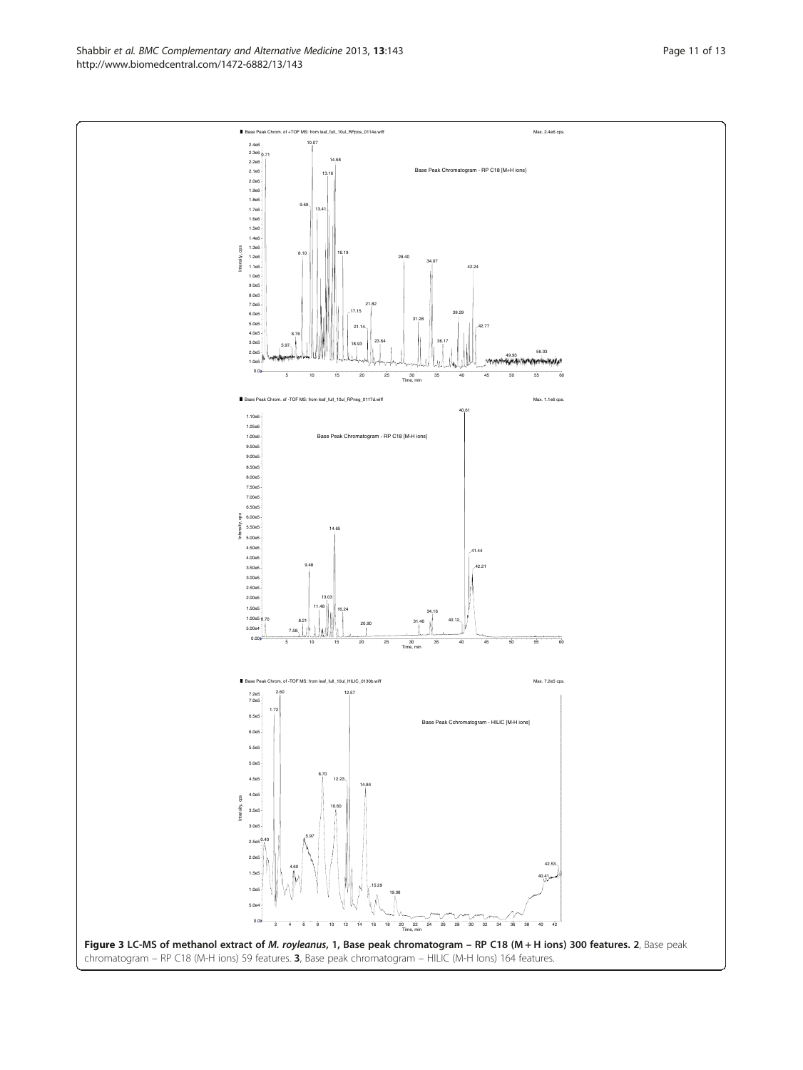**Figure 3 LC-MS of methanol extract of *M. royleanus*, 1, Base peak chromatogram – RP C18 (M + H ions) 300 features. 2**, Base peak chromatogram – RP C18 (M-H ions) 59 features. **3**, Base peak chromatogram – HILIC (M-H Ions) 164 features.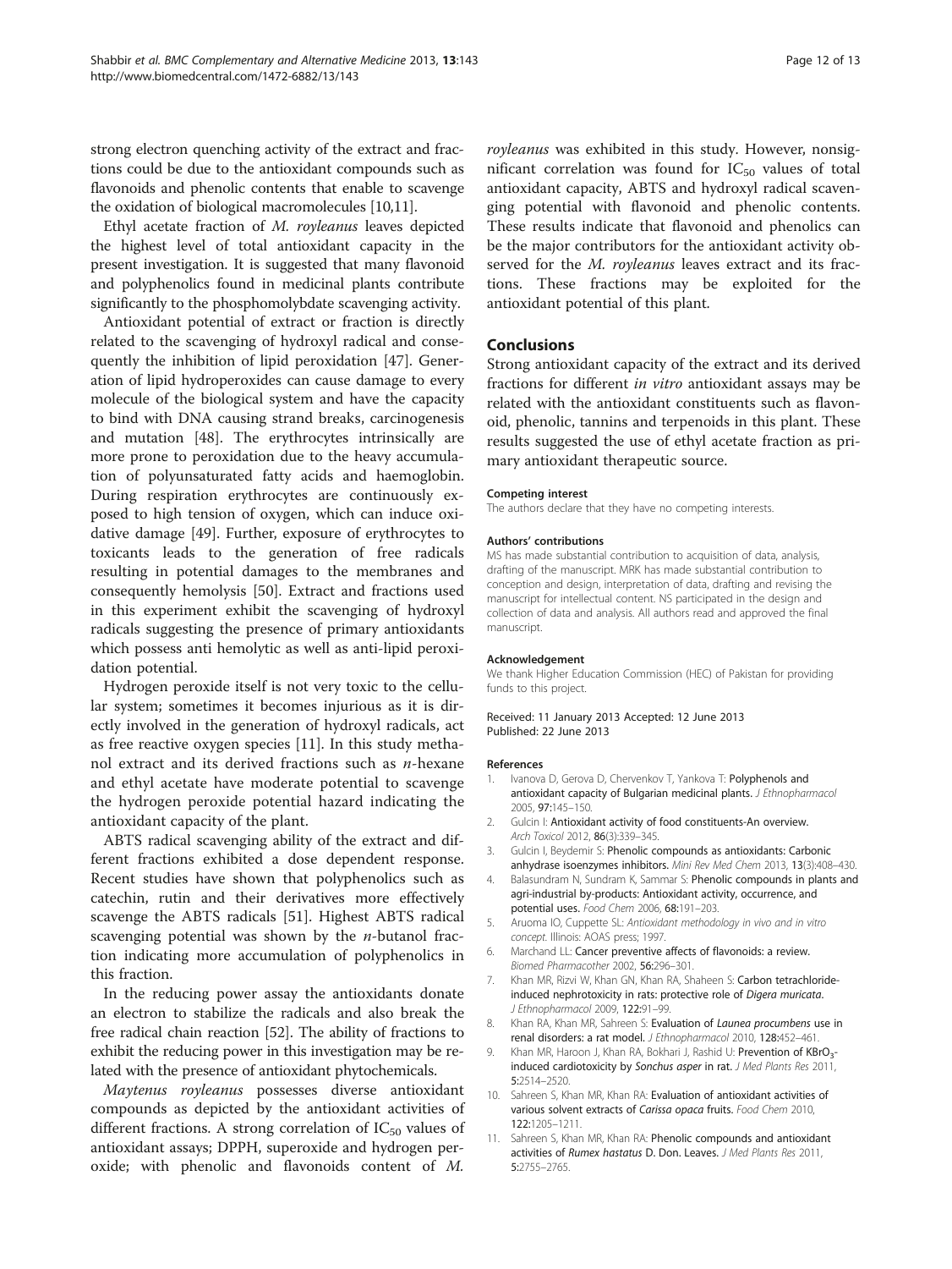strong electron quenching activity of the extract and fractions could be due to the antioxidant compounds such as flavonoids and phenolic contents that enable to scavenge the oxidation of biological macromolecules [10,11].

Ethyl acetate fraction of *M. royleanus* leaves depicted the highest level of total antioxidant capacity in the present investigation. It is suggested that many flavonoid and polyphenolics found in medicinal plants contribute significantly to the phosphomolybdate scavenging activity.

Antioxidant potential of extract or fraction is directly related to the scavenging of hydroxyl radical and consequently the inhibition of lipid peroxidation [47]. Generation of lipid hydroperoxides can cause damage to every molecule of the biological system and have the capacity to bind with DNA causing strand breaks, carcinogenesis and mutation [48]. The erythrocytes intrinsically are more prone to peroxidation due to the heavy accumulation of polyunsaturated fatty acids and haemoglobin. During respiration erythrocytes are continuously exposed to high tension of oxygen, which can induce oxidative damage [49]. Further, exposure of erythrocytes to toxicants leads to the generation of free radicals resulting in potential damages to the membranes and consequently hemolysis [50]. Extract and fractions used in this experiment exhibit the scavenging of hydroxyl radicals suggesting the presence of primary antioxidants which possess anti hemolytic as well as anti-lipid peroxidation potential.

Hydrogen peroxide itself is not very toxic to the cellular system; sometimes it becomes injurious as it is directly involved in the generation of hydroxyl radicals, act as free reactive oxygen species [11]. In this study methanol extract and its derived fractions such as *n*-hexane and ethyl acetate have moderate potential to scavenge the hydrogen peroxide potential hazard indicating the antioxidant capacity of the plant.

ABTS radical scavenging ability of the extract and different fractions exhibited a dose dependent response. Recent studies have shown that polyphenolics such as catechin, rutin and their derivatives more effectively scavenge the ABTS radicals [51]. Highest ABTS radical scavenging potential was shown by the *n*-butanol fraction indicating more accumulation of polyphenolics in this fraction.

In the reducing power assay the antioxidants donate an electron to stabilize the radicals and also break the free radical chain reaction [52]. The ability of fractions to exhibit the reducing power in this investigation may be related with the presence of antioxidant phytochemicals.

*Maytenus royleanus* possesses diverse antioxidant compounds as depicted by the antioxidant activities of different fractions. A strong correlation of $IC_{50}$ values of antioxidant assays; DPPH, superoxide and hydrogen peroxide; with phenolic and flavonoids content of *M. royleanus* was exhibited in this study. However, nonsignificant correlation was found for $IC_{50}$ values of total antioxidant capacity, ABTS and hydroxyl radical scavenging potential with flavonoid and phenolic contents. These results indicate that flavonoid and phenolics can be the major contributors for the antioxidant activity observed for the *M. royleanus* leaves extract and its fractions. These fractions may be exploited for the antioxidant potential of this plant.

## Conclusions

Strong antioxidant capacity of the extract and its derived fractions for different *in vitro* antioxidant assays may be related with the antioxidant constituents such as flavonoid, phenolic, tannins and terpenoids in this plant. These results suggested the use of ethyl acetate fraction as primary antioxidant therapeutic source.

#### Competing interest

The authors declare that they have no competing interests.

#### Authors' contributions

MS has made substantial contribution to acquisition of data, analysis, drafting of the manuscript. MRK has made substantial contribution to conception and design, interpretation of data, drafting and revising the manuscript for intellectual content. NS participated in the design and collection of data and analysis. All authors read and approved the final manuscript.

#### Acknowledgement

We thank Higher Education Commission (HEC) of Pakistan for providing funds to this project.

Received: 11 January 2013 Accepted: 12 June 2013
Published: 22 June 2013

#### References

1. Ivanova D, Gerova D, Chervenkov T, Yankova T: **Polyphenols and antioxidant capacity of Bulgarian medicinal plants.** *J Ethnopharmacol* 2005, **97**:145–150.
2. Gulcin I: **Antioxidant activity of food constituents-An overview.** *Arch Toxicol* 2012, **86**(3):339–345.
3. Gulcin I, Beydemir S: **Phenolic compounds as antioxidants: Carbonic anhydrase isoenzymes inhibitors.** *Mini Rev Med Chem* 2013, **13**(3):408–430.
4. Balasundram N, Sundram K, Sammar S: **Phenolic compounds in plants and agri-industrial by-products: Antioxidant activity, occurrence, and potential uses.** *Food Chem* 2006, **68**:191–203.
5. Aruoma IO, Cuppette SL: *Antioxidant methodology in vivo and in vitro concept.* Illinois: AOAS press; 1997.
6. Marchand LL: **Cancer preventive affects of flavonoids: a review.** *Biomed Pharmacother* 2002, **56**:296–301.
7. Khan MR, Rizvi W, Khan GN, Khan RA, Shaheen S: **Carbon tetrachloride-induced nephrotoxicity in rats: protective role of *Digera muricata*.** *J Ethnopharmacol* 2009, **122**:91–99.
8. Khan RA, Khan MR, Sahreen S: **Evaluation of *Launea procumbens* use in renal disorders: a rat model.** *J Ethnopharmacol* 2010, **128**:452–461.
9. Khan MR, Haroon J, Khan RA, Bokhari J, Rashid U: **Prevention of $KBrO_3$-induced cardiotoxicity by *Sonchus asper* in rat.** *J Med Plants Res* 2011, **5**:2514–2520.
10. Sahreen S, Khan MR, Khan RA: **Evaluation of antioxidant activities of various solvent extracts of *Carissa opaca* fruits.** *Food Chem* 2010, **122**:1205–1211.
11. Sahreen S, Khan MR, Khan RA: **Phenolic compounds and antioxidant activities of *Rumex hastatus* D. Don. Leaves.** *J Med Plants Res* 2011, **5**:2755–2765.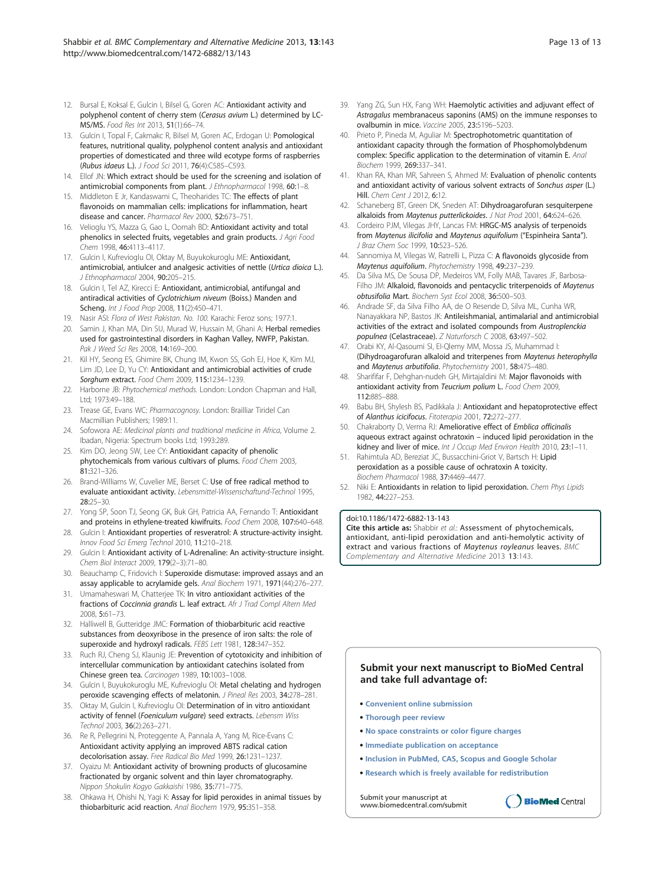12. Bursal E, Koksal E, Gulcin I, Bilsel G, Goren AC: Antioxidant activity and polyphenol content of cherry stem (*Cerasus avium* L.) determined by LC-MS/MS. *Food Res Int* 2013, 51(1):66–74.
13. Gulcin I, Topal F, Cakmakc R, Bilsel M, Goren AC, Erdogan U: Pomological features, nutritional quality, polyphenol content analysis and antioxidant properties of domesticated and three wild ecotype forms of raspberries (*Rubus idaeus* L.). *J Food Sci* 2011, 76(4):C585–C593.
14. Ellof JN: Which extract should be used for the screening and isolation of antimicrobial components from plant. *J Ethnopharmacol* 1998, 60:1–8.
15. Middleton E Jr, Kandaswami C, Theoharides TC: The effects of plant flavonoids on mammalian cells: implications for inflammation, heart disease and cancer. *Pharmacol Rev* 2000, 52:673–751.
16. Velioglu YS, Mazza G, Gao L, Oomah BD: Antioxidant activity and total phenolics in selected fruits, vegetables and grain products. *J Agri Food Chem* 1998, 46:4113–4117.
17. Gulcin I, Kufrevioglu OI, Oktay M, Buyukokuroglu ME: Antioxidant, antimicrobial, antiulcer and analgesic activities of nettle (*Urtica dioica* L.). *J Ethnopharmacol* 2004, 90:205–215.
18. Gulcin I, Tel AZ, Kirecci E: Antioxidant, antimicrobial, antifungal and antiradical activities of *Cyclotrichium niveum* (Boiss.) Manden and Scheng. *Int J Food Prop* 2008, 11(2):450–471.
19. Nasir ASI: *Flora of West Pakistan. No. 100.* Karachi: Feroz sons; 1977:1.
20. Samin J, Khan MA, Din SU, Murad W, Hussain M, Ghani A: Herbal remedies used for gastrointestinal disorders in Kaghan Valley, NWFP, Pakistan. *Pak J Weed Sci Res* 2008, 14:169–200.
21. Kil HY, Seong ES, Ghimire BK, Chung IM, Kwon SS, Goh EJ, Hoe K, Kim MJ, Lim JD, Lee D, Yu CY: Antioxidant and antimicrobial activities of crude *Sorghum* extract. *Food Chem* 2009, 115:1234–1239.
22. Harborne JB: *Phytochemical methods.* London: London Chapman and Hall, Ltd; 1973:49–188.
23. Trease GE, Evans WC: *Pharmacognosy.* London: Brailliar Tiridel Can Macmillian Publishers; 1989:11.
24. Sofowora AE: *Medicinal plants and traditional medicine in Africa*, Volume 2. Ibadan, Nigeria: Spectrum books Ltd; 1993:289.
25. Kim DO, Jeong SW, Lee CY: Antioxidant capacity of phenolic phytochemicals from various cultivars of plums. *Food Chem* 2003, 81:321–326.
26. Brand-Williams W, Cuvelier ME, Berset C: Use of free radical method to evaluate antioxidant activity. *Lebensmittel-Wissenschaftund-Technol* 1995, 28:25–30.
27. Yong SP, Soon TJ, Seong GK, Buk GH, Patricia AA, Fernando T: Antioxidant and proteins in ethylene-treated kiwifruits. *Food Chem* 2008, 107:640–648.
28. Gulcin I: Antioxidant properties of resveratrol: A structure-activity insight. *Innov Food Sci Emerg Technol* 2010, 11:210–218.
29. Gulcin I: Antioxidant activity of L-Adrenaline: An activity-structure insight. *Chem Biol Interact* 2009, 179(2–3):71–80.
30. Beauchamp C, Fridovich I: Superoxide dismutase: improved assays and an assay applicable to acrylamide gels. *Anal Biochem* 1971, 1971(44):276–277.
31. Umamaheswari M, Chatterjee TK: In vitro antioxidant activities of the fractions of *Coccinnia grandis* L. leaf extract. *Afr J Trad Compl Altern Med* 2008, 5:61–73.
32. Halliwell B, Gutteridge JMC: Formation of thiobarbituric acid reactive substances from deoxyribose in the presence of iron salts: the role of superoxide and hydroxyl radicals. *FEBS Lett* 1981, 128:347–352.
33. Ruch RJ, Cheng SJ, Klaunig JE: Prevention of cytotoxicity and inhibition of intercellular communication by antioxidant catechins isolated from Chinese green tea. *Carcinogen* 1989, 10:1003–1008.
34. Gulcin I, Buyukokuroglu ME, Kufrevioglu OI: Metal chelating and hydrogen peroxide scavenging effects of melatonin. *J Pineal Res* 2003, 34:278–281.
35. Oktay M, Gulcin I, Kufrevioglu OI: Determination of in vitro antioxidant activity of fennel (*Foeniculum vulgare*) seed extracts. *Lebensm Wiss Technol* 2003, 36(2):263–271.
36. Re R, Pellegrini N, Proteggente A, Pannala A, Yang M, Rice-Evans C: Antioxidant activity applying an improved ABTS radical cation decolorisation assay. *Free Radical Bio Med* 1999, 26:1231–1237.
37. Oyaizu M: Antioxidant activity of browning products of glucosamine fractionated by organic solvent and thin layer chromatography. *Nippon Shokulin Kogyo Gakkaishi* 1986, 35:771–775.
38. Ohkawa H, Ohishi N, Yagi K: Assay for lipid peroxides in animal tissues by thiobarbituric acid reaction. *Anal Biochem* 1979, 95:351–358.
39. Yang ZG, Sun HX, Fang WH: Haemolytic activities and adjuvant effect of *Astragalus* membranaceus saponins (AMS) on the immune responses to ovalbumin in mice. *Vaccine* 2005, 23:5196–5203.
40. Prieto P, Pineda M, Aguliar M: Spectrophotometric quantitation of antioxidant capacity through the formation of Phosphomolybdenum complex: Specific application to the determination of vitamin E. *Anal Biochem* 1999, 269:337–341.
41. Khan RA, Khan MR, Sahreen S, Ahmed M: Evaluation of phenolic contents and antioxidant activity of various solvent extracts of *Sonchus asper* (L.) Hill. *Chem Cent J* 2012, 6:12.
42. Schaneberg BT, Green DK, Sneden AT: Dihydroagarofuran sesquiterpene alkaloids from *Maytenus putterlickoides*. *J Nat Prod* 2001, 64:624–626.
43. Cordeiro PJM, Vilegas JHY, Lancas FM: HRGC-MS analysis of terpenoids from *Maytenus ilicifolia* and *Maytenus aquifolium* ("Espinheira Santa"). *J Braz Chem Soc* 1999, 10:523–526.
44. Sannomiya M, Vilegas W, Ratrelli L, Pizza C: A flavonoids glycoside from *Maytenus aquifolium*. *Phytochemistry* 1998, 49:237–239.
45. Da Silva MS, De Sousa DP, Medeiros VM, Folly MAB, Tavares JF, Barbosa-Filho JM: Alkaloid, flavonoids and pentacyclic triterpenoids of *Maytenus obtusifolia* Mart. *Biochem Syst Ecol* 2008, 36:500–503.
46. Andrade SF, da Silva Filho AA, de O Resende D, Silva ML, Cunha WR, Nanayakkara NP, Bastos JK: Antileishmanial, antimalarial and antimicrobial activities of the extract and isolated compounds from *Austroplenckia populnea* (Celastraceae). *Z Naturforsch C* 2008, 63:497–502.
47. Orabi KY, Al-Qasoumi SI, El-Qlemy MM, Mossa JS, Muhammad I: (Dihydroagarofuran alkaloid and triterpenes from *Maytenus heterophylla* and *Maytenus arbutifolia*. *Phytochemistry* 2001, 58:475–480.
48. Sharififar F, Dehghan-nudeh GH, Mirtajaldini M: Major flavonoids with antioxidant activity from *Teucrium polium* L. *Food Chem* 2009, 112:885–888.
49. Babu BH, Shylesh BS, Padikkala J: Antioxidant and hepatoprotective effect of *Alanthus icicifocus*. *Fitoterapia* 2001, 72:272–277.
50. Chakraborty D, Verma RJ: Ameliorative effect of *Emblica officinalis* aqueous extract against ochratoxin – induced lipid peroxidation in the kidney and liver of mice. *Int J Occup Med Environ Health* 2010, 23:1–11.
51. Rahimtula AD, Bereziat JC, Bussacchini-Griot V, Bartsch H: Lipid peroxidation as a possible cause of ochratoxin A toxicity. *Biochem Pharmacol* 1988, 37:4469–4477.
52. Niki E: Antioxidants in relation to lipid peroxidation. *Chem Phys Lipids* 1982, 44:227–253.

doi:10.1186/1472-6882-13-143

**Cite this article as:** Shabbir *et al.*: Assessment of phytochemicals, antioxidant, anti-lipid peroxidation and anti-hemolytic activity of extract and various fractions of *Maytenus royleanus* leaves. *BMC Complementary and Alternative Medicine* 2013 13:143.

**Submit your next manuscript to BioMed Central and take full advantage of:**

- Convenient online submission
- Thorough peer review
- No space constraints or color figure charges
- Immediate publication on acceptance
- Inclusion in PubMed, CAS, Scopus and Google Scholar
- Research which is freely available for redistribution

Submit your manuscript at www.biomedcentral.com/submit

BioMed Central